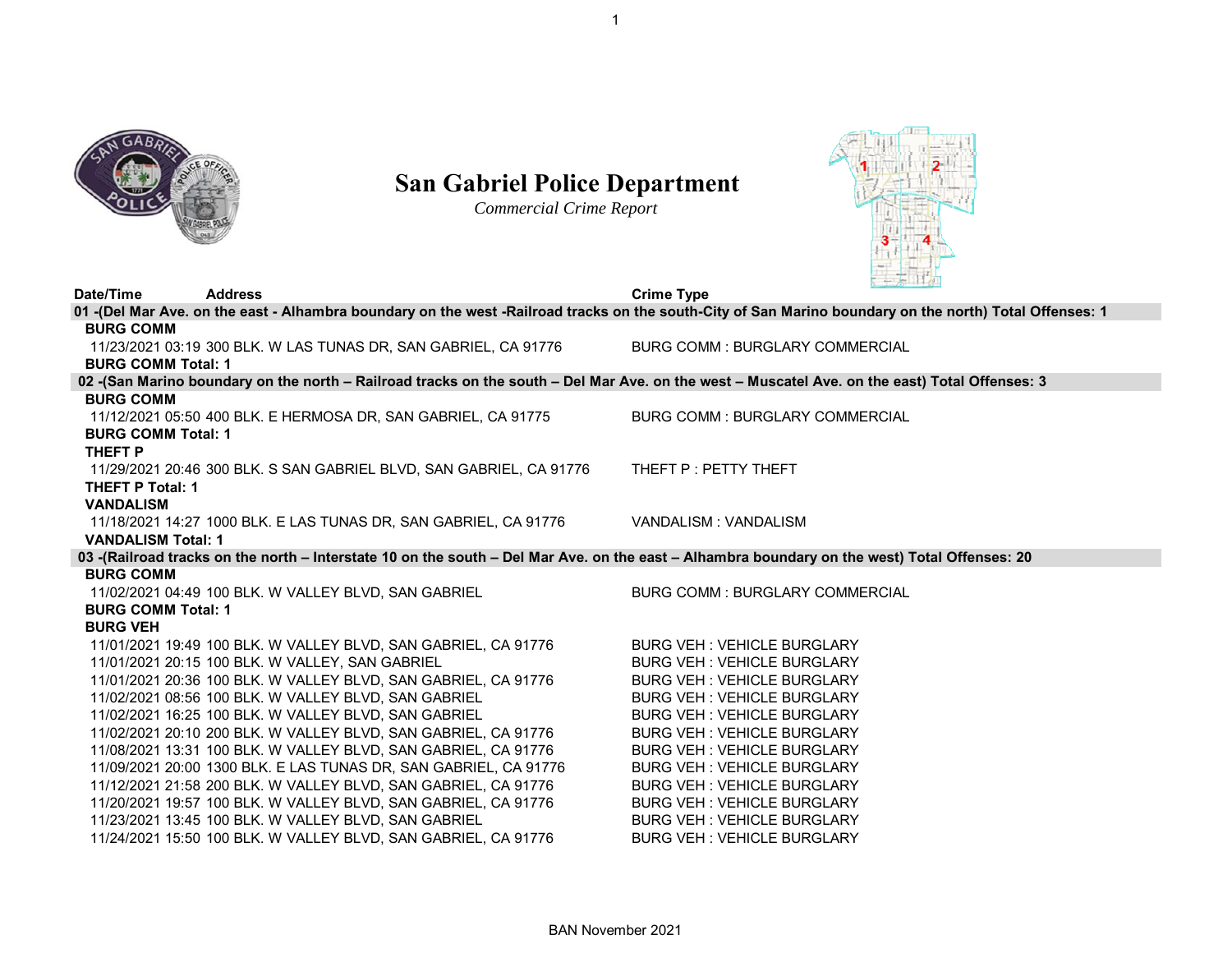# San Gabriel Police Department

*Commercial Crime Report*

| Date/Time | Address | Crime Type |
|---|---|---|
| **01 -(Del Mar Ave. on the east - Alhambra boundary on the west -Railroad tracks on the south-City of San Marino boundary on the north) Total Offenses: 1** | | |
| **BURG COMM** | | |
| 11/23/2021 03:19 | 300 BLK. W LAS TUNAS DR, SAN GABRIEL, CA 91776 | BURG COMM : BURGLARY COMMERCIAL |
| **BURG COMM Total: 1** | | |
| **02 -(San Marino boundary on the north – Railroad tracks on the south – Del Mar Ave. on the west – Muscatel Ave. on the east) Total Offenses: 3** | | |
| **BURG COMM** | | |
| 11/12/2021 05:50 | 400 BLK. E HERMOSA DR, SAN GABRIEL, CA 91775 | BURG COMM : BURGLARY COMMERCIAL |
| **BURG COMM Total: 1** | | |
| **THEFT P** | | |
| 11/29/2021 20:46 | 300 BLK. S SAN GABRIEL BLVD, SAN GABRIEL, CA 91776 | THEFT P : PETTY THEFT |
| **THEFT P Total: 1** | | |
| **VANDALISM** | | |
| 11/18/2021 14:27 | 1000 BLK. E LAS TUNAS DR, SAN GABRIEL, CA 91776 | VANDALISM : VANDALISM |
| **VANDALISM Total: 1** | | |
| **03 -(Railroad tracks on the north – Interstate 10 on the south – Del Mar Ave. on the east – Alhambra boundary on the west) Total Offenses: 20** | | |
| **BURG COMM** | | |
| 11/02/2021 04:49 | 100 BLK. W VALLEY BLVD, SAN GABRIEL | BURG COMM : BURGLARY COMMERCIAL |
| **BURG COMM Total: 1** | | |
| **BURG VEH** | | |
| 11/01/2021 19:49 | 100 BLK. W VALLEY BLVD, SAN GABRIEL, CA 91776 | BURG VEH : VEHICLE BURGLARY |
| 11/01/2021 20:15 | 100 BLK. W VALLEY, SAN GABRIEL | BURG VEH : VEHICLE BURGLARY |
| 11/01/2021 20:36 | 100 BLK. W VALLEY BLVD, SAN GABRIEL, CA 91776 | BURG VEH : VEHICLE BURGLARY |
| 11/02/2021 08:56 | 100 BLK. W VALLEY BLVD, SAN GABRIEL | BURG VEH : VEHICLE BURGLARY |
| 11/02/2021 16:25 | 100 BLK. W VALLEY BLVD, SAN GABRIEL | BURG VEH : VEHICLE BURGLARY |
| 11/02/2021 20:10 | 200 BLK. W VALLEY BLVD, SAN GABRIEL, CA 91776 | BURG VEH : VEHICLE BURGLARY |
| 11/08/2021 13:31 | 100 BLK. W VALLEY BLVD, SAN GABRIEL, CA 91776 | BURG VEH : VEHICLE BURGLARY |
| 11/09/2021 20:00 | 1300 BLK. E LAS TUNAS DR, SAN GABRIEL, CA 91776 | BURG VEH : VEHICLE BURGLARY |
| 11/12/2021 21:58 | 200 BLK. W VALLEY BLVD, SAN GABRIEL, CA 91776 | BURG VEH : VEHICLE BURGLARY |
| 11/20/2021 19:57 | 100 BLK. W VALLEY BLVD, SAN GABRIEL, CA 91776 | BURG VEH : VEHICLE BURGLARY |
| 11/23/2021 13:45 | 100 BLK. W VALLEY BLVD, SAN GABRIEL | BURG VEH : VEHICLE BURGLARY |
| 11/24/2021 15:50 | 100 BLK. W VALLEY BLVD, SAN GABRIEL, CA 91776 | BURG VEH : VEHICLE BURGLARY |

BAN November 2021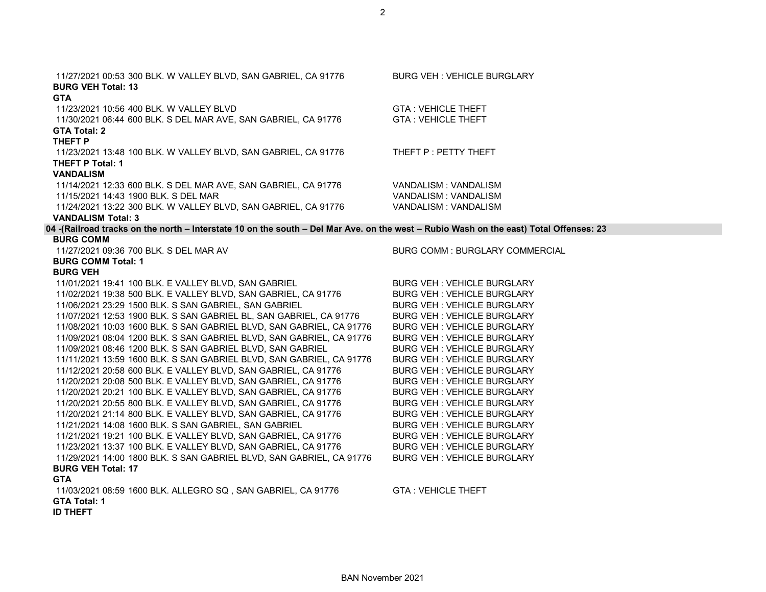11/27/2021 00:53 300 BLK. W VALLEY BLVD, SAN GABRIEL, CA 91776 — BURG VEH : VEHICLE BURGLARY

**BURG VEH Total: 13**

**GTA**

11/23/2021 10:56 400 BLK. W VALLEY BLVD — GTA : VEHICLE THEFT

11/30/2021 06:44 600 BLK. S DEL MAR AVE, SAN GABRIEL, CA 91776 — GTA : VEHICLE THEFT

**GTA Total: 2**

**THEFT P**

11/23/2021 13:48 100 BLK. W VALLEY BLVD, SAN GABRIEL, CA 91776 — THEFT P : PETTY THEFT

**THEFT P Total: 1**

**VANDALISM**

11/14/2021 12:33 600 BLK. S DEL MAR AVE, SAN GABRIEL, CA 91776 — VANDALISM : VANDALISM

11/15/2021 14:43 1900 BLK. S DEL MAR — VANDALISM : VANDALISM

11/24/2021 13:22 300 BLK. W VALLEY BLVD, SAN GABRIEL, CA 91776 — VANDALISM : VANDALISM

**VANDALISM Total: 3**

## 04 -(Railroad tracks on the north – Interstate 10 on the south – Del Mar Ave. on the west – Rubio Wash on the east) Total Offenses: 23

**BURG COMM**

11/27/2021 09:36 700 BLK. S DEL MAR AV — BURG COMM : BURGLARY COMMERCIAL

**BURG COMM Total: 1**

**BURG VEH**

11/01/2021 19:41 100 BLK. E VALLEY BLVD, SAN GABRIEL — BURG VEH : VEHICLE BURGLARY

11/02/2021 19:38 500 BLK. E VALLEY BLVD, SAN GABRIEL, CA 91776 — BURG VEH : VEHICLE BURGLARY

11/06/2021 23:29 1500 BLK. S SAN GABRIEL, SAN GABRIEL — BURG VEH : VEHICLE BURGLARY

11/07/2021 12:53 1900 BLK. S SAN GABRIEL BL, SAN GABRIEL, CA 91776 — BURG VEH : VEHICLE BURGLARY

11/08/2021 10:03 1600 BLK. S SAN GABRIEL BLVD, SAN GABRIEL, CA 91776 — BURG VEH : VEHICLE BURGLARY

11/09/2021 08:04 1200 BLK. S SAN GABRIEL BLVD, SAN GABRIEL, CA 91776 — BURG VEH : VEHICLE BURGLARY

11/09/2021 08:46 1200 BLK. S SAN GABRIEL BLVD, SAN GABRIEL — BURG VEH : VEHICLE BURGLARY

11/11/2021 13:59 1600 BLK. S SAN GABRIEL BLVD, SAN GABRIEL, CA 91776 — BURG VEH : VEHICLE BURGLARY

11/12/2021 20:58 600 BLK. E VALLEY BLVD, SAN GABRIEL, CA 91776 — BURG VEH : VEHICLE BURGLARY

11/20/2021 20:08 500 BLK. E VALLEY BLVD, SAN GABRIEL, CA 91776 — BURG VEH : VEHICLE BURGLARY

11/20/2021 20:21 100 BLK. E VALLEY BLVD, SAN GABRIEL, CA 91776 — BURG VEH : VEHICLE BURGLARY

11/20/2021 20:55 800 BLK. E VALLEY BLVD, SAN GABRIEL, CA 91776 — BURG VEH : VEHICLE BURGLARY

11/20/2021 21:14 800 BLK. E VALLEY BLVD, SAN GABRIEL, CA 91776 — BURG VEH : VEHICLE BURGLARY

11/21/2021 14:08 1600 BLK. S SAN GABRIEL, SAN GABRIEL — BURG VEH : VEHICLE BURGLARY

11/21/2021 19:21 100 BLK. E VALLEY BLVD, SAN GABRIEL, CA 91776 — BURG VEH : VEHICLE BURGLARY

11/23/2021 13:37 100 BLK. E VALLEY BLVD, SAN GABRIEL, CA 91776 — BURG VEH : VEHICLE BURGLARY

11/29/2021 14:00 1800 BLK. S SAN GABRIEL BLVD, SAN GABRIEL, CA 91776 — BURG VEH : VEHICLE BURGLARY

**BURG VEH Total: 17**

**GTA**

11/03/2021 08:59 1600 BLK. ALLEGRO SQ , SAN GABRIEL, CA 91776 — GTA : VEHICLE THEFT

**GTA Total: 1**

**ID THEFT**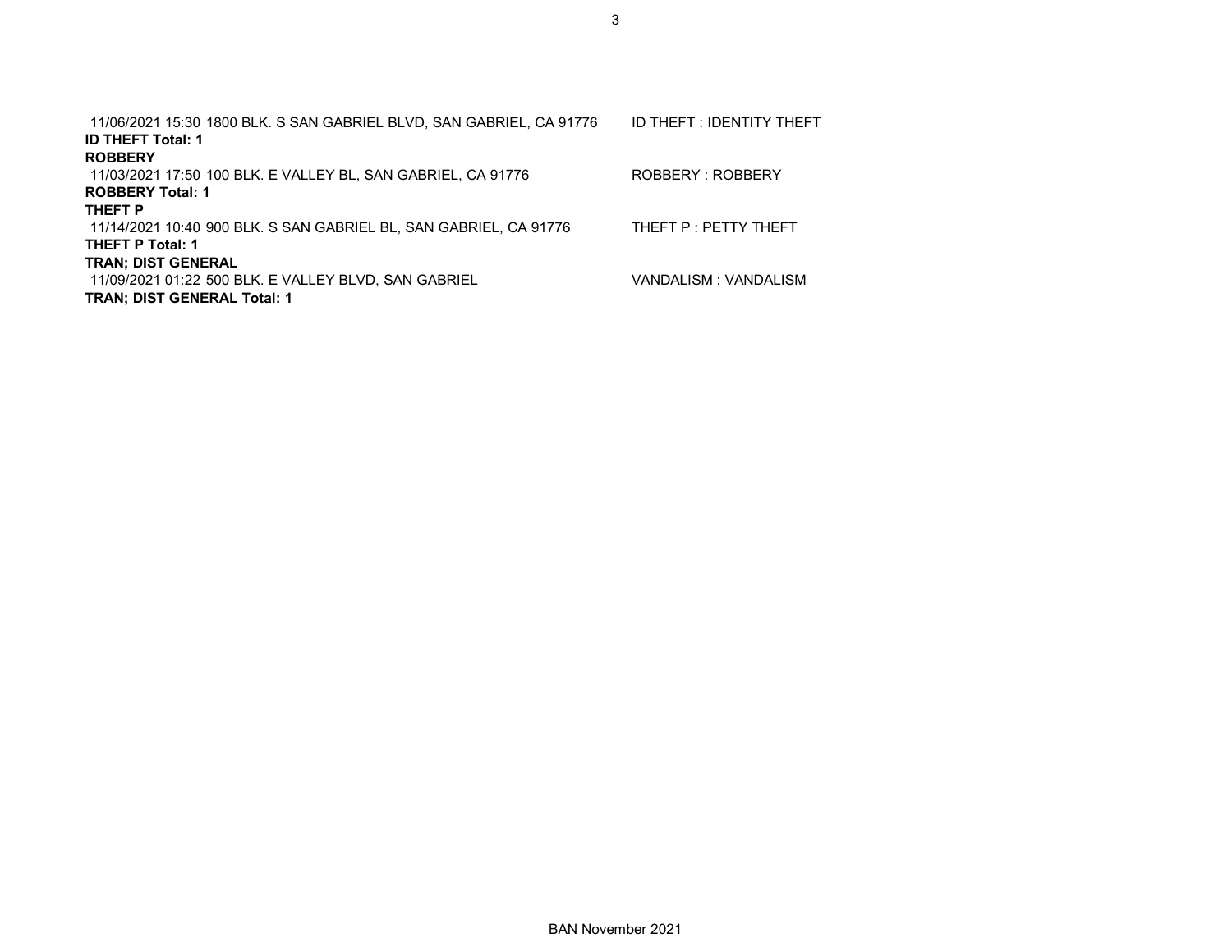11/06/2021 15:30 1800 BLK. S SAN GABRIEL BLVD, SAN GABRIEL, CA 91776 ID THEFT : IDENTITY THEFT

**ID THEFT Total: 1**

**ROBBERY**

11/03/2021 17:50 100 BLK. E VALLEY BL, SAN GABRIEL, CA 91776 ROBBERY : ROBBERY

**ROBBERY Total: 1**

**THEFT P**

11/14/2021 10:40 900 BLK. S SAN GABRIEL BL, SAN GABRIEL, CA 91776 THEFT P : PETTY THEFT

**THEFT P Total: 1**

**TRAN; DIST GENERAL**

11/09/2021 01:22 500 BLK. E VALLEY BLVD, SAN GABRIEL VANDALISM : VANDALISM

**TRAN; DIST GENERAL Total: 1**